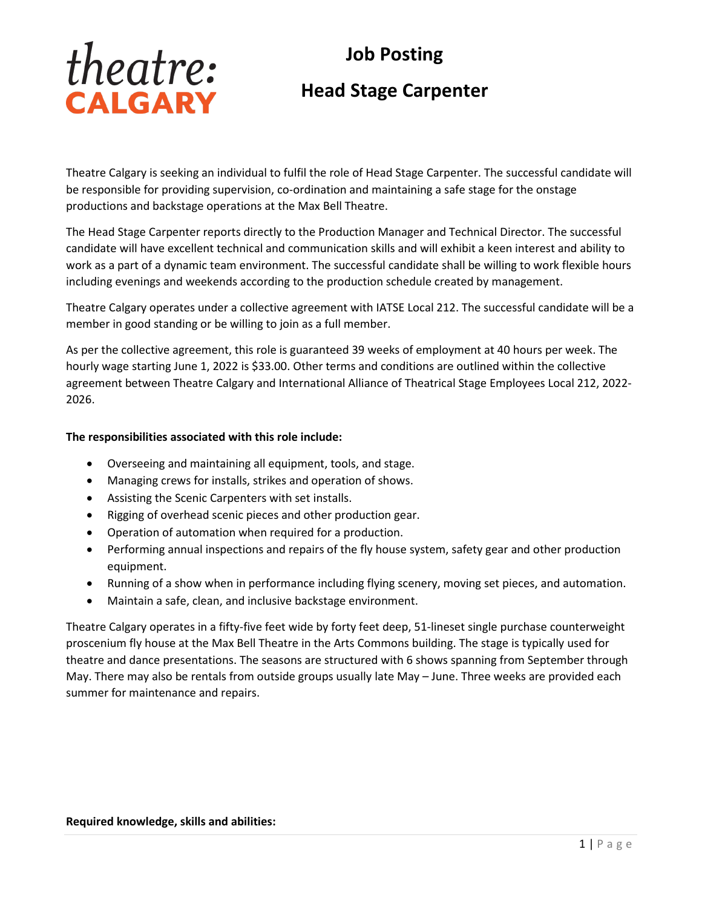theatre: CALGARY

# Job Posting

## Head Stage Carpenter

Theatre Calgary is seeking an individual to fulfil the role of Head Stage Carpenter. The successful candidate will be responsible for providing supervision, co-ordination and maintaining a safe stage for the onstage productions and backstage operations at the Max Bell Theatre.

The Head Stage Carpenter reports directly to the Production Manager and Technical Director. The successful candidate will have excellent technical and communication skills and will exhibit a keen interest and ability to work as a part of a dynamic team environment. The successful candidate shall be willing to work flexible hours including evenings and weekends according to the production schedule created by management.

Theatre Calgary operates under a collective agreement with IATSE Local 212. The successful candidate will be a member in good standing or be willing to join as a full member.

As per the collective agreement, this role is guaranteed 39 weeks of employment at 40 hours per week. The hourly wage starting June 1, 2022 is $33.00. Other terms and conditions are outlined within the collective agreement between Theatre Calgary and International Alliance of Theatrical Stage Employees Local 212, 2022-2026.

**The responsibilities associated with this role include:**

- Overseeing and maintaining all equipment, tools, and stage.
- Managing crews for installs, strikes and operation of shows.
- Assisting the Scenic Carpenters with set installs.
- Rigging of overhead scenic pieces and other production gear.
- Operation of automation when required for a production.
- Performing annual inspections and repairs of the fly house system, safety gear and other production equipment.
- Running of a show when in performance including flying scenery, moving set pieces, and automation.
- Maintain a safe, clean, and inclusive backstage environment.

Theatre Calgary operates in a fifty-five feet wide by forty feet deep, 51-lineset single purchase counterweight proscenium fly house at the Max Bell Theatre in the Arts Commons building. The stage is typically used for theatre and dance presentations. The seasons are structured with 6 shows spanning from September through May. There may also be rentals from outside groups usually late May – June. Three weeks are provided each summer for maintenance and repairs.

**Required knowledge, skills and abilities:**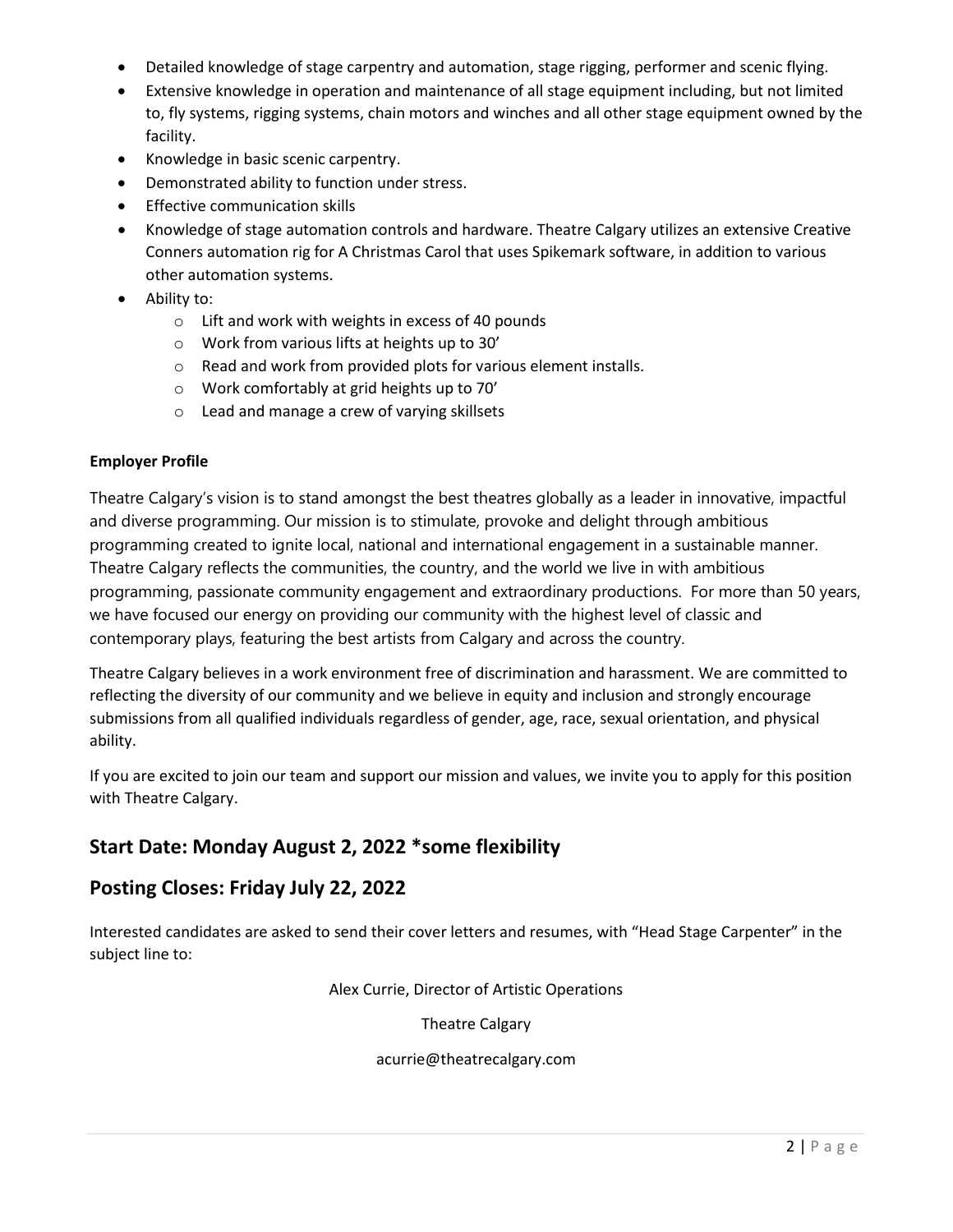- Detailed knowledge of stage carpentry and automation, stage rigging, performer and scenic flying.
- Extensive knowledge in operation and maintenance of all stage equipment including, but not limited to, fly systems, rigging systems, chain motors and winches and all other stage equipment owned by the facility.
- Knowledge in basic scenic carpentry.
- Demonstrated ability to function under stress.
- Effective communication skills
- Knowledge of stage automation controls and hardware. Theatre Calgary utilizes an extensive Creative Conners automation rig for A Christmas Carol that uses Spikemark software, in addition to various other automation systems.
- Ability to:
  - Lift and work with weights in excess of 40 pounds
  - Work from various lifts at heights up to 30’
  - Read and work from provided plots for various element installs.
  - Work comfortably at grid heights up to 70’
  - Lead and manage a crew of varying skillsets

**Employer Profile**

Theatre Calgary’s vision is to stand amongst the best theatres globally as a leader in innovative, impactful and diverse programming. Our mission is to stimulate, provoke and delight through ambitious programming created to ignite local, national and international engagement in a sustainable manner. Theatre Calgary reflects the communities, the country, and the world we live in with ambitious programming, passionate community engagement and extraordinary productions. For more than 50 years, we have focused our energy on providing our community with the highest level of classic and contemporary plays, featuring the best artists from Calgary and across the country.

Theatre Calgary believes in a work environment free of discrimination and harassment. We are committed to reflecting the diversity of our community and we believe in equity and inclusion and strongly encourage submissions from all qualified individuals regardless of gender, age, race, sexual orientation, and physical ability.

If you are excited to join our team and support our mission and values, we invite you to apply for this position with Theatre Calgary.

## Start Date: Monday August 2, 2022 *some flexibility

## Posting Closes: Friday July 22, 2022

Interested candidates are asked to send their cover letters and resumes, with “Head Stage Carpenter” in the subject line to:

Alex Currie, Director of Artistic Operations

Theatre Calgary

acurrie@theatrecalgary.com